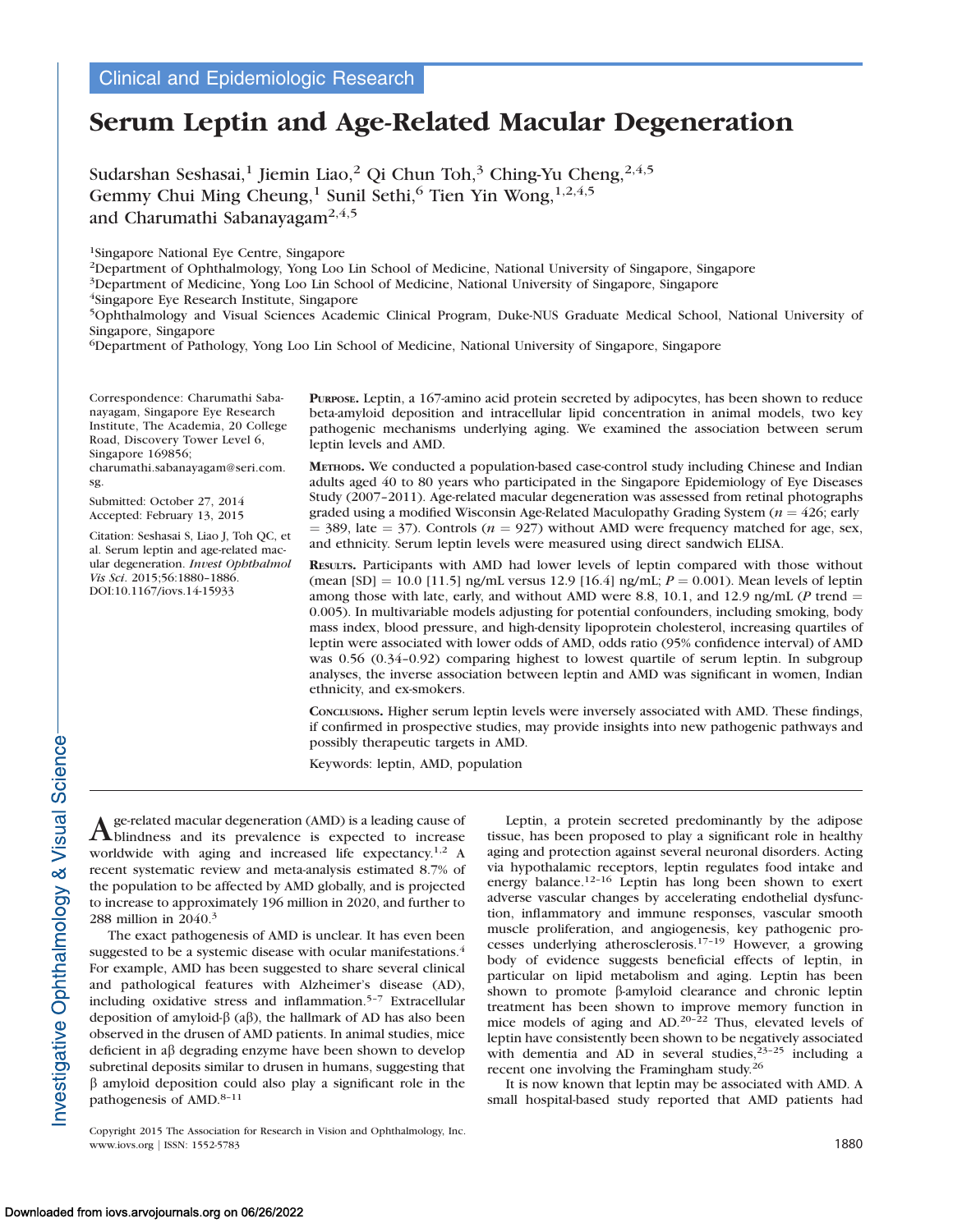Clinical and Epidemiologic Research

# Serum Leptin and Age-Related Macular Degeneration

Sudarshan Seshasai,[1] Jiemin Liao,[2] Qi Chun Toh,[3] Ching-Yu Cheng,[2,4,5] Gemmy Chui Ming Cheung,[1] Sunil Sethi,[6] Tien Yin Wong,[1,2,4,5] and Charumathi Sabanayagam[2,4,5]

[1]Singapore National Eye Centre, Singapore
[2]Department of Ophthalmology, Yong Loo Lin School of Medicine, National University of Singapore, Singapore
[3]Department of Medicine, Yong Loo Lin School of Medicine, National University of Singapore, Singapore
[4]Singapore Eye Research Institute, Singapore
[5]Ophthalmology and Visual Sciences Academic Clinical Program, Duke-NUS Graduate Medical School, National University of Singapore, Singapore
[6]Department of Pathology, Yong Loo Lin School of Medicine, National University of Singapore, Singapore

Correspondence: Charumathi Sabanayagam, Singapore Eye Research Institute, The Academia, 20 College Road, Discovery Tower Level 6, Singapore 169856; charumathi.sabanayagam@seri.com.sg.

Submitted: October 27, 2014
Accepted: February 13, 2015

Citation: Seshasai S, Liao J, Toh QC, et al. Serum leptin and age-related macular degeneration. *Invest Ophthalmol Vis Sci.* 2015;56:1880–1886. DOI:10.1167/iovs.14-15933

**Purpose.** Leptin, a 167-amino acid protein secreted by adipocytes, has been shown to reduce beta-amyloid deposition and intracellular lipid concentration in animal models, two key pathogenic mechanisms underlying aging. We examined the association between serum leptin levels and AMD.

**Methods.** We conducted a population-based case-control study including Chinese and Indian adults aged 40 to 80 years who participated in the Singapore Epidemiology of Eye Diseases Study (2007–2011). Age-related macular degeneration was assessed from retinal photographs graded using a modified Wisconsin Age-Related Maculopathy Grading System ($n = 426$; early $= 389$, late $= 37$). Controls ($n = 927$) without AMD were frequency matched for age, sex, and ethnicity. Serum leptin levels were measured using direct sandwich ELISA.

**Results.** Participants with AMD had lower levels of leptin compared with those without (mean [SD] = 10.0 [11.5] ng/mL versus 12.9 [16.4] ng/mL; $P = 0.001$). Mean levels of leptin among those with late, early, and without AMD were 8.8, 10.1, and 12.9 ng/mL ($P$ trend $= 0.005$). In multivariable models adjusting for potential confounders, including smoking, body mass index, blood pressure, and high-density lipoprotein cholesterol, increasing quartiles of leptin were associated with lower odds of AMD, odds ratio (95% confidence interval) of AMD was 0.56 (0.34–0.92) comparing highest to lowest quartile of serum leptin. In subgroup analyses, the inverse association between leptin and AMD was significant in women, Indian ethnicity, and ex-smokers.

**Conclusions.** Higher serum leptin levels were inversely associated with AMD. These findings, if confirmed in prospective studies, may provide insights into new pathogenic pathways and possibly therapeutic targets in AMD.

Keywords: leptin, AMD, population

Age-related macular degeneration (AMD) is a leading cause of blindness and its prevalence is expected to increase worldwide with aging and increased life expectancy.[1,2] A recent systematic review and meta-analysis estimated 8.7% of the population to be affected by AMD globally, and is projected to increase to approximately 196 million in 2020, and further to 288 million in 2040.[3]

The exact pathogenesis of AMD is unclear. It has even been suggested to be a systemic disease with ocular manifestations.[4] For example, AMD has been suggested to share several clinical and pathological features with Alzheimer's disease (AD), including oxidative stress and inflammation.[5–7] Extracellular deposition of amyloid-β (aβ), the hallmark of AD has also been observed in the drusen of AMD patients. In animal studies, mice deficient in aβ degrading enzyme have been shown to develop subretinal deposits similar to drusen in humans, suggesting that β amyloid deposition could also play a significant role in the pathogenesis of AMD.[8–11]

Leptin, a protein secreted predominantly by the adipose tissue, has been proposed to play a significant role in healthy aging and protection against several neuronal disorders. Acting via hypothalamic receptors, leptin regulates food intake and energy balance.[12–16] Leptin has long been shown to exert adverse vascular changes by accelerating endothelial dysfunction, inflammatory and immune responses, vascular smooth muscle proliferation, and angiogenesis, key pathogenic processes underlying atherosclerosis.[17–19] However, a growing body of evidence suggests beneficial effects of leptin, in particular on lipid metabolism and aging. Leptin has been shown to promote β-amyloid clearance and chronic leptin treatment has been shown to improve memory function in mice models of aging and AD.[20–22] Thus, elevated levels of leptin have consistently been shown to be negatively associated with dementia and AD in several studies,[23–25] including a recent one involving the Framingham study.[26]

It is now known that leptin may be associated with AMD. A small hospital-based study reported that AMD patients had

Copyright 2015 The Association for Research in Vision and Ophthalmology, Inc.
www.iovs.org | ISSN: 1552-5783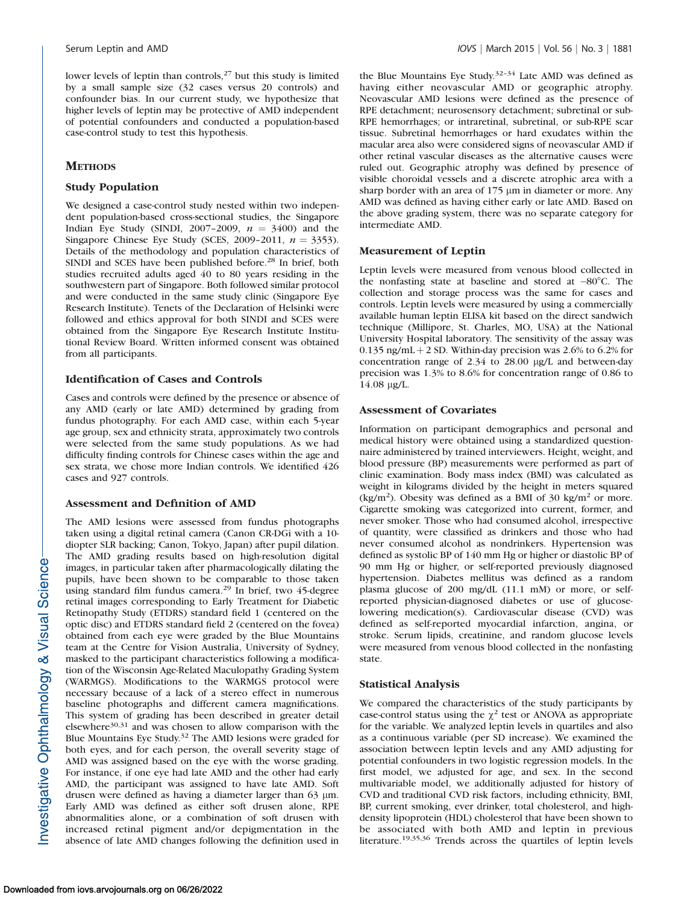lower levels of leptin than controls,[27] but this study is limited by a small sample size (32 cases versus 20 controls) and confounder bias. In our current study, we hypothesize that higher levels of leptin may be protective of AMD independent of potential confounders and conducted a population-based case-control study to test this hypothesis.

## METHODS

### Study Population

We designed a case-control study nested within two independent population-based cross-sectional studies, the Singapore Indian Eye Study (SINDI, 2007–2009, $n$ = 3400) and the Singapore Chinese Eye Study (SCES, 2009–2011, $n$ = 3353). Details of the methodology and population characteristics of SINDI and SCES have been published before.[28] In brief, both studies recruited adults aged 40 to 80 years residing in the southwestern part of Singapore. Both followed similar protocol and were conducted in the same study clinic (Singapore Eye Research Institute). Tenets of the Declaration of Helsinki were followed and ethics approval for both SINDI and SCES were obtained from the Singapore Eye Research Institute Institutional Review Board. Written informed consent was obtained from all participants.

### Identification of Cases and Controls

Cases and controls were defined by the presence or absence of any AMD (early or late AMD) determined by grading from fundus photography. For each AMD case, within each 5-year age group, sex and ethnicity strata, approximately two controls were selected from the same study populations. As we had difficulty finding controls for Chinese cases within the age and sex strata, we chose more Indian controls. We identified 426 cases and 927 controls.

### Assessment and Definition of AMD

The AMD lesions were assessed from fundus photographs taken using a digital retinal camera (Canon CR-DGi with a 10-diopter SLR backing; Canon, Tokyo, Japan) after pupil dilation. The AMD grading results based on high-resolution digital images, in particular taken after pharmacologically dilating the pupils, have been shown to be comparable to those taken using standard film fundus camera.[29] In brief, two 45-degree retinal images corresponding to Early Treatment for Diabetic Retinopathy Study (ETDRS) standard field 1 (centered on the optic disc) and ETDRS standard field 2 (centered on the fovea) obtained from each eye were graded by the Blue Mountains team at the Centre for Vision Australia, University of Sydney, masked to the participant characteristics following a modification of the Wisconsin Age-Related Maculopathy Grading System (WARMGS). Modifications to the WARMGS protocol were necessary because of a lack of a stereo effect in numerous baseline photographs and different camera magnifications. This system of grading has been described in greater detail elsewhere[30,31] and was chosen to allow comparison with the Blue Mountains Eye Study.[32] The AMD lesions were graded for both eyes, and for each person, the overall severity stage of AMD was assigned based on the eye with the worse grading. For instance, if one eye had late AMD and the other had early AMD, the participant was assigned to have late AMD. Soft drusen were defined as having a diameter larger than 63 μm. Early AMD was defined as either soft drusen alone, RPE abnormalities alone, or a combination of soft drusen with increased retinal pigment and/or depigmentation in the absence of late AMD changes following the definition used in the Blue Mountains Eye Study.[32–34] Late AMD was defined as having either neovascular AMD or geographic atrophy. Neovascular AMD lesions were defined as the presence of RPE detachment; neurosensory detachment; subretinal or sub-RPE hemorrhages; or intraretinal, subretinal, or sub-RPE scar tissue. Subretinal hemorrhages or hard exudates within the macular area also were considered signs of neovascular AMD if other retinal vascular diseases as the alternative causes were ruled out. Geographic atrophy was defined by presence of visible choroidal vessels and a discrete atrophic area with a sharp border with an area of 175 μm in diameter or more. Any AMD was defined as having either early or late AMD. Based on the above grading system, there was no separate category for intermediate AMD.

### Measurement of Leptin

Leptin levels were measured from venous blood collected in the nonfasting state at baseline and stored at −80°C. The collection and storage process was the same for cases and controls. Leptin levels were measured by using a commercially available human leptin ELISA kit based on the direct sandwich technique (Millipore, St. Charles, MO, USA) at the National University Hospital laboratory. The sensitivity of the assay was 0.135 ng/mL + 2 SD. Within-day precision was 2.6% to 6.2% for concentration range of 2.34 to 28.00 μg/L and between-day precision was 1.3% to 8.6% for concentration range of 0.86 to 14.08 μg/L.

### Assessment of Covariates

Information on participant demographics and personal and medical history were obtained using a standardized questionnaire administered by trained interviewers. Height, weight, and blood pressure (BP) measurements were performed as part of clinic examination. Body mass index (BMI) was calculated as weight in kilograms divided by the height in meters squared ($kg/m^2$). Obesity was defined as a BMI of 30 $kg/m^2$ or more. Cigarette smoking was categorized into current, former, and never smoker. Those who had consumed alcohol, irrespective of quantity, were classified as drinkers and those who had never consumed alcohol as nondrinkers. Hypertension was defined as systolic BP of 140 mm Hg or higher or diastolic BP of 90 mm Hg or higher, or self-reported previously diagnosed hypertension. Diabetes mellitus was defined as a random plasma glucose of 200 mg/dL (11.1 mM) or more, or self-reported physician-diagnosed diabetes or use of glucose-lowering medication(s). Cardiovascular disease (CVD) was defined as self-reported myocardial infarction, angina, or stroke. Serum lipids, creatinine, and random glucose levels were measured from venous blood collected in the nonfasting state.

### Statistical Analysis

We compared the characteristics of the study participants by case-control status using the $\chi^2$ test or ANOVA as appropriate for the variable. We analyzed leptin levels in quartiles and also as a continuous variable (per SD increase). We examined the association between leptin levels and any AMD adjusting for potential confounders in two logistic regression models. In the first model, we adjusted for age, and sex. In the second multivariable model, we additionally adjusted for history of CVD and traditional CVD risk factors, including ethnicity, BMI, BP, current smoking, ever drinker, total cholesterol, and high-density lipoprotein (HDL) cholesterol that have been shown to be associated with both AMD and leptin in previous literature.[19,35,36] Trends across the quartiles of leptin levels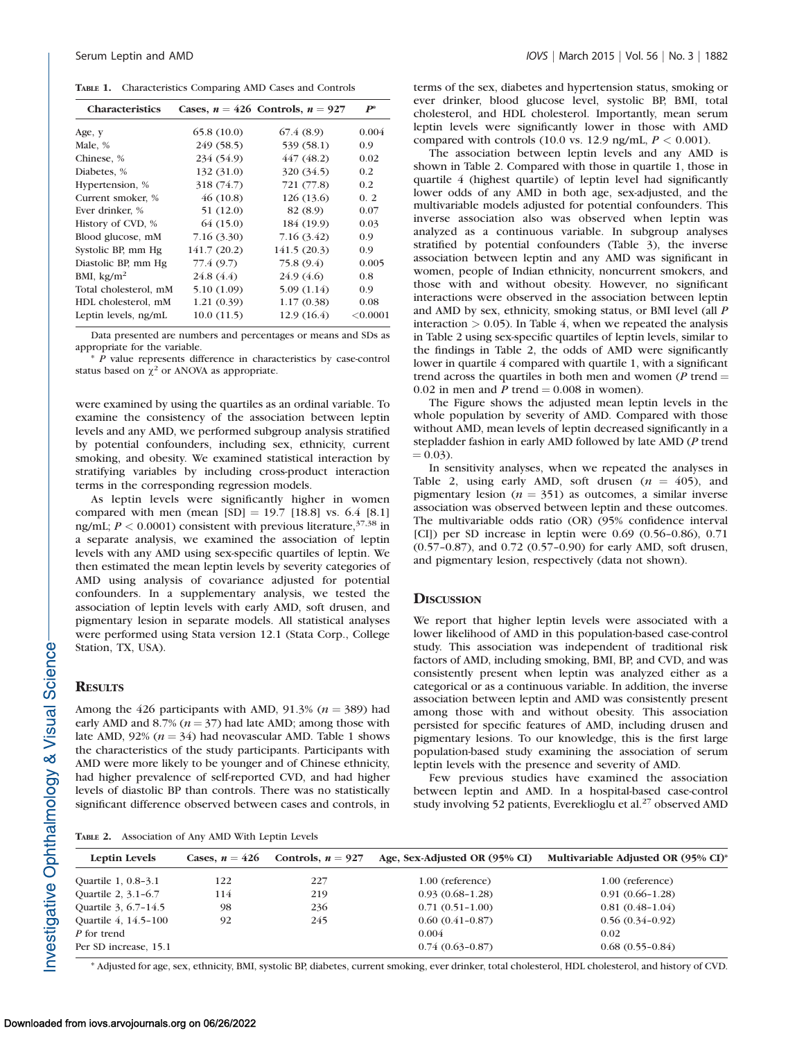**Table 1.** Characteristics Comparing AMD Cases and Controls

| Characteristics | Cases, $n = 426$ | Controls, $n = 927$ | $P$* |
|---|---|---|---|
| Age, y | 65.8 (10.0) | 67.4 (8.9) | 0.004 |
| Male, % | 249 (58.5) | 539 (58.1) | 0.9 |
| Chinese, % | 234 (54.9) | 447 (48.2) | 0.02 |
| Diabetes, % | 132 (31.0) | 320 (34.5) | 0.2 |
| Hypertension, % | 318 (74.7) | 721 (77.8) | 0.2 |
| Current smoker, % | 46 (10.8) | 126 (13.6) | 0. 2 |
| Ever drinker, % | 51 (12.0) | 82 (8.9) | 0.07 |
| History of CVD, % | 64 (15.0) | 184 (19.9) | 0.03 |
| Blood glucose, mM | 7.16 (3.30) | 7.16 (3.42) | 0.9 |
| Systolic BP, mm Hg | 141.7 (20.2) | 141.5 (20.3) | 0.9 |
| Diastolic BP, mm Hg | 77.4 (9.7) | 75.8 (9.4) | 0.005 |
| BMI, kg/m$^2$ | 24.8 (4.4) | 24.9 (4.6) | 0.8 |
| Total cholesterol, mM | 5.10 (1.09) | 5.09 (1.14) | 0.9 |
| HDL cholesterol, mM | 1.21 (0.39) | 1.17 (0.38) | 0.08 |
| Leptin levels, ng/mL | 10.0 (11.5) | 12.9 (16.4) | <0.0001 |

Data presented are numbers and percentages or means and SDs as appropriate for the variable.

\* $P$ value represents difference in characteristics by case-control status based on $\chi^2$ or ANOVA as appropriate.

were examined by using the quartiles as an ordinal variable. To examine the consistency of the association between leptin levels and any AMD, we performed subgroup analysis stratified by potential confounders, including sex, ethnicity, current smoking, and obesity. We examined statistical interaction by stratifying variables by including cross-product interaction terms in the corresponding regression models.

As leptin levels were significantly higher in women compared with men (mean [SD] = 19.7 [18.8] vs. 6.4 [8.1] ng/mL; $P < 0.0001$) consistent with previous literature,[37,38] in a separate analysis, we examined the association of leptin levels with any AMD using sex-specific quartiles of leptin. We then estimated the mean leptin levels by severity categories of AMD using analysis of covariance adjusted for potential confounders. In a supplementary analysis, we tested the association of leptin levels with early AMD, soft drusen, and pigmentary lesion in separate models. All statistical analyses were performed using Stata version 12.1 (Stata Corp., College Station, TX, USA).

## Results

Among the 426 participants with AMD, 91.3% ($n = 389$) had early AMD and 8.7% ($n = 37$) had late AMD; among those with late AMD, 92% ($n = 34$) had neovascular AMD. Table 1 shows the characteristics of the study participants. Participants with AMD were more likely to be younger and of Chinese ethnicity, had higher prevalence of self-reported CVD, and had higher levels of diastolic BP than controls. There was no statistically significant difference observed between cases and controls, in terms of the sex, diabetes and hypertension status, smoking or ever drinker, blood glucose level, systolic BP, BMI, total cholesterol, and HDL cholesterol. Importantly, mean serum leptin levels were significantly lower in those with AMD compared with controls (10.0 vs. 12.9 ng/mL, $P < 0.001$).

The association between leptin levels and any AMD is shown in Table 2. Compared with those in quartile 1, those in quartile 4 (highest quartile) of leptin level had significantly lower odds of any AMD in both age, sex-adjusted, and the multivariable models adjusted for potential confounders. This inverse association also was observed when leptin was analyzed as a continuous variable. In subgroup analyses stratified by potential confounders (Table 3), the inverse association between leptin and any AMD was significant in women, people of Indian ethnicity, noncurrent smokers, and those with and without obesity. However, no significant interactions were observed in the association between leptin and AMD by sex, ethnicity, smoking status, or BMI level (all $P$ interaction > 0.05). In Table 4, when we repeated the analysis in Table 2 using sex-specific quartiles of leptin levels, similar to the findings in Table 2, the odds of AMD were significantly lower in quartile 4 compared with quartile 1, with a significant trend across the quartiles in both men and women ($P$ trend = 0.02 in men and $P$ trend = 0.008 in women).

The Figure shows the adjusted mean leptin levels in the whole population by severity of AMD. Compared with those without AMD, mean levels of leptin decreased significantly in a stepladder fashion in early AMD followed by late AMD ($P$ trend = 0.03).

In sensitivity analyses, when we repeated the analyses in Table 2, using early AMD, soft drusen ($n = 405$), and pigmentary lesion ($n = 351$) as outcomes, a similar inverse association was observed between leptin and these outcomes. The multivariable odds ratio (OR) (95% confidence interval [CI]) per SD increase in leptin were 0.69 (0.56–0.86), 0.71 (0.57–0.87), and 0.72 (0.57–0.90) for early AMD, soft drusen, and pigmentary lesion, respectively (data not shown).

## Discussion

We report that higher leptin levels were associated with a lower likelihood of AMD in this population-based case-control study. This association was independent of traditional risk factors of AMD, including smoking, BMI, BP, and CVD, and was consistently present when leptin was analyzed either as a categorical or as a continuous variable. In addition, the inverse association between leptin and AMD was consistently present among those with and without obesity. This association persisted for specific features of AMD, including drusen and pigmentary lesions. To our knowledge, this is the first large population-based study examining the association of serum leptin levels with the presence and severity of AMD.

Few previous studies have examined the association between leptin and AMD. In a hospital-based case-control study involving 52 patients, Evereklioglu et al.[27] observed AMD

**Table 2.** Association of Any AMD With Leptin Levels

| Leptin Levels | Cases, $n = 426$ | Controls, $n = 927$ | Age, Sex-Adjusted OR (95% CI) | Multivariable Adjusted OR (95% CI)* |
|---|---|---|---|---|
| Quartile 1, 0.8–3.1 | 122 | 227 | 1.00 (reference) | 1.00 (reference) |
| Quartile 2, 3.1–6.7 | 114 | 219 | 0.93 (0.68–1.28) | 0.91 (0.66–1.28) |
| Quartile 3, 6.7–14.5 | 98 | 236 | 0.71 (0.51–1.00) | 0.81 (0.48–1.04) |
| Quartile 4, 14.5–100 | 92 | 245 | 0.60 (0.41–0.87) | 0.56 (0.34–0.92) |
| $P$ for trend | | | 0.004 | 0.02 |
| Per SD increase, 15.1 | | | 0.74 (0.63–0.87) | 0.68 (0.55–0.84) |

\* Adjusted for age, sex, ethnicity, BMI, systolic BP, diabetes, current smoking, ever drinker, total cholesterol, HDL cholesterol, and history of CVD.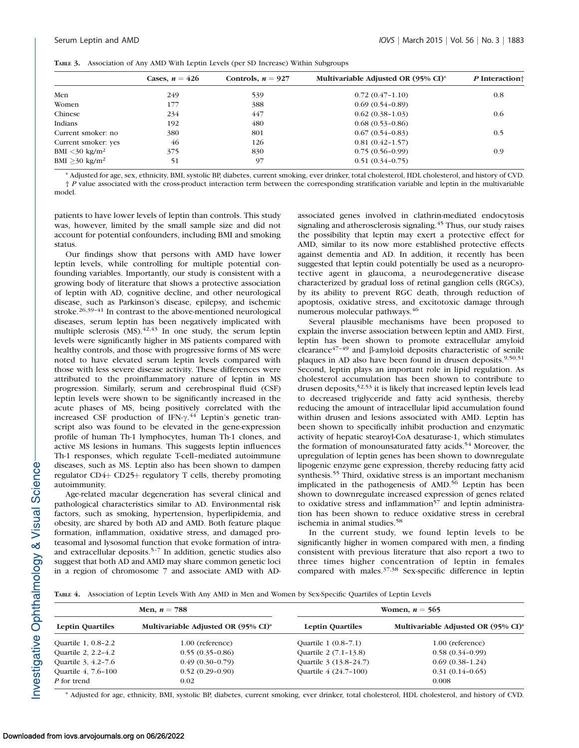**Table 3.** Association of Any AMD With Leptin Levels (per SD Increase) Within Subgroups

| | Cases, $n = 426$ | Controls, $n = 927$ | Multivariable Adjusted OR (95% CI)* | P Interaction† |
|---|---|---|---|---|
| Men | 249 | 539 | 0.72 (0.47–1.10) | 0.8 |
| Women | 177 | 388 | 0.69 (0.54–0.89) | |
| Chinese | 234 | 447 | 0.62 (0.38–1.03) | 0.6 |
| Indians | 192 | 480 | 0.68 (0.53–0.86) | |
| Current smoker: no | 380 | 801 | 0.67 (0.54–0.83) | 0.5 |
| Current smoker: yes | 46 | 126 | 0.81 (0.42–1.57) | |
| BMI <30 kg/m² | 375 | 830 | 0.75 (0.56–0.99) | 0.9 |
| BMI ≥30 kg/m² | 51 | 97 | 0.51 (0.34–0.75) | |

\* Adjusted for age, sex, ethnicity, BMI, systolic BP, diabetes, current smoking, ever drinker, total cholesterol, HDL cholesterol, and history of CVD.
† *P* value associated with the cross-product interaction term between the corresponding stratification variable and leptin in the multivariable model.

patients to have lower levels of leptin than controls. This study was, however, limited by the small sample size and did not account for potential confounders, including BMI and smoking status.

Our findings show that persons with AMD have lower leptin levels, while controlling for multiple potential confounding variables. Importantly, our study is consistent with a growing body of literature that shows a protective association of leptin with AD, cognitive decline, and other neurological disease, such as Parkinson's disease, epilepsy, and ischemic stroke.[26,39–41] In contrast to the above-mentioned neurological diseases, serum leptin has been negatively implicated with multiple sclerosis (MS).[42,43] In one study, the serum leptin levels were significantly higher in MS patients compared with healthy controls, and those with progressive forms of MS were noted to have elevated serum leptin levels compared with those with less severe disease activity. These differences were attributed to the proinflammatory nature of leptin in MS progression. Similarly, serum and cerebrospinal fluid (CSF) leptin levels were shown to be significantly increased in the acute phases of MS, being positively correlated with the increased CSF production of IFN-γ.[44] Leptin's genetic transcript also was found to be elevated in the gene-expression profile of human Th-1 lymphocytes, human Th-1 clones, and active MS lesions in humans. This suggests leptin influences Th-1 responses, which regulate T-cell–mediated autoimmune diseases, such as MS. Leptin also has been shown to dampen regulator CD4+ CD25+ regulatory T cells, thereby promoting autoimmunity.

Age-related macular degeneration has several clinical and pathological characteristics similar to AD. Environmental risk factors, such as smoking, hypertension, hyperlipidemia, and obesity, are shared by both AD and AMD. Both feature plaque formation, inflammation, oxidative stress, and damaged proteasomal and lysosomal function that evoke formation of intra- and extracellular deposits.[5–7] In addition, genetic studies also suggest that both AD and AMD may share common genetic loci in a region of chromosome 7 and associate AMD with AD-associated genes involved in clathrin-mediated endocytosis signaling and atherosclerosis signaling.[45] Thus, our study raises the possibility that leptin may exert a protective effect for AMD, similar to its now more established protective effects against dementia and AD. In addition, it recently has been suggested that leptin could potentially be used as a neuroprotective agent in glaucoma, a neurodegenerative disease characterized by gradual loss of retinal ganglion cells (RGCs), by its ability to prevent RGC death, through reduction of apoptosis, oxidative stress, and excitotoxic damage through numerous molecular pathways.[46]

Several plausible mechanisms have been proposed to explain the inverse association between leptin and AMD. First, leptin has been shown to promote extracellular amyloid clearance[47–49] and β-amyloid deposits characteristic of senile plaques in AD also have been found in drusen deposits.[9,50,51] Second, leptin plays an important role in lipid regulation. As cholesterol accumulation has been shown to contribute to drusen deposits,[52,53] it is likely that increased leptin levels lead to decreased triglyceride and fatty acid synthesis, thereby reducing the amount of intracellular lipid accumulation found within drusen and lesions associated with AMD. Leptin has been shown to specifically inhibit production and enzymatic activity of hepatic stearoyl-CoA desaturase-1, which stimulates the formation of monounsaturated fatty acids.[54] Moreover, the upregulation of leptin genes has been shown to downregulate lipogenic enzyme gene expression, thereby reducing fatty acid synthesis.[55] Third, oxidative stress is an important mechanism implicated in the pathogenesis of AMD.[56] Leptin has been shown to downregulate increased expression of genes related to oxidative stress and inflammation[57] and leptin administration has been shown to reduce oxidative stress in cerebral ischemia in animal studies.[58]

In the current study, we found leptin levels to be significantly higher in women compared with men, a finding consistent with previous literature that also report a two to three times higher concentration of leptin in females compared with males.[37,38] Sex-specific difference in leptin

**Table 4.** Association of Leptin Levels With Any AMD in Men and Women by Sex-Specific Quartiles of Leptin Levels

| Men, $n = 788$ | | Women, $n = 565$ | |
|---|---|---|---|
| Leptin Quartiles | Multivariable Adjusted OR (95% CI)* | Leptin Quartiles | Multivariable Adjusted OR (95% CI)* |
| Quartile 1, 0.8–2.2 | 1.00 (reference) | Quartile 1 (0.8–7.1) | 1.00 (reference) |
| Quartile 2, 2.2–4.2 | 0.55 (0.35–0.86) | Quartile 2 (7.1–13.8) | 0.58 (0.34–0.99) |
| Quartile 3, 4.2–7.6 | 0.49 (0.30–0.79) | Quartile 3 (13.8–24.7) | 0.69 (0.38–1.24) |
| Quartile 4, 7.6–100 | 0.52 (0.29–0.90) | Quartile 4 (24.7–100) | 0.31 (0.14–0.65) |
| *P* for trend | 0.02 | | 0.008 |

\* Adjusted for age, ethnicity, BMI, systolic BP, diabetes, current smoking, ever drinker, total cholesterol, HDL cholesterol, and history of CVD.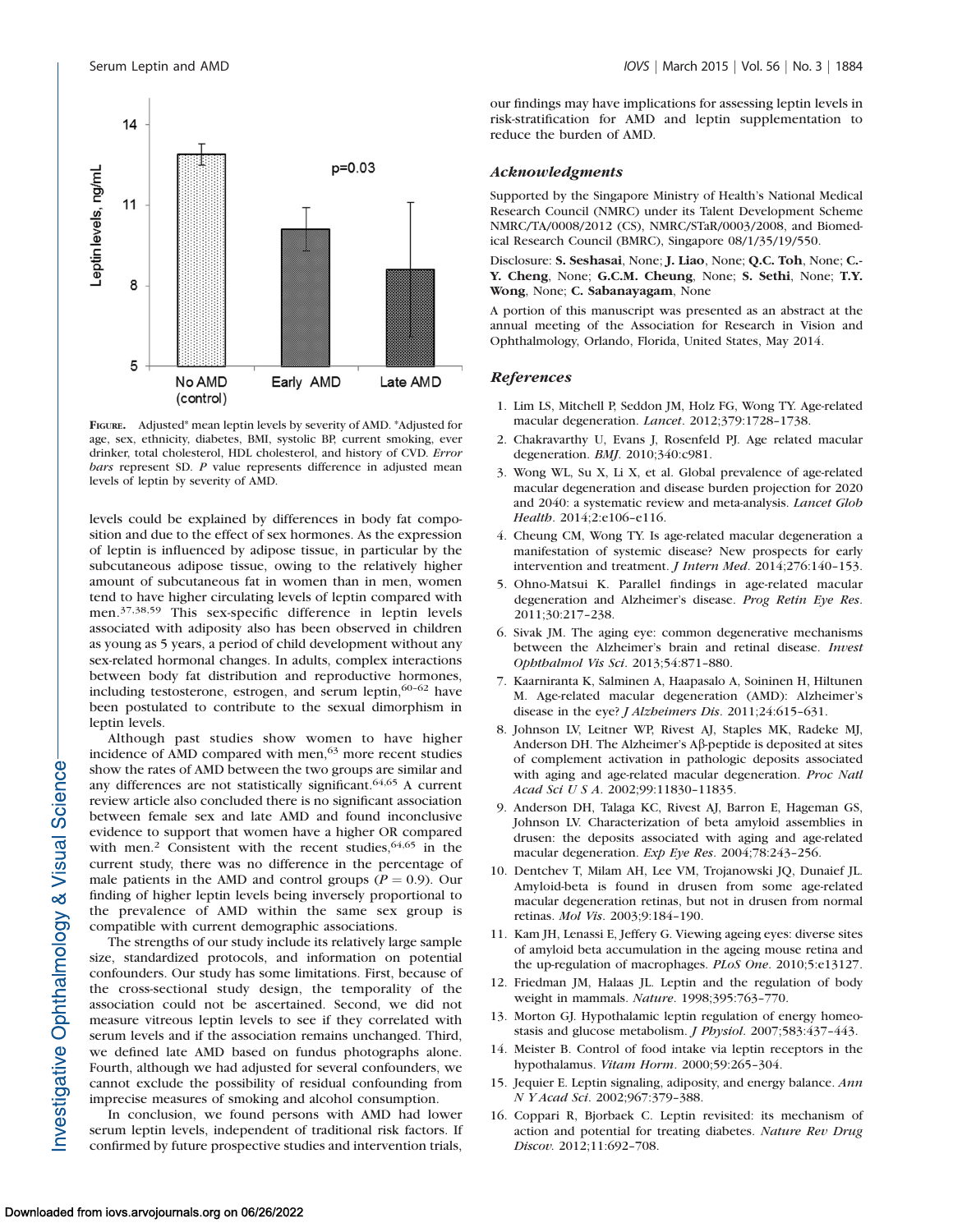FIGURE. Adjusted* mean leptin levels by severity of AMD. *Adjusted for age, sex, ethnicity, diabetes, BMI, systolic BP, current smoking, ever drinker, total cholesterol, HDL cholesterol, and history of CVD. *Error bars* represent SD. *P* value represents difference in adjusted mean levels of leptin by severity of AMD.

levels could be explained by differences in body fat composition and due to the effect of sex hormones. As the expression of leptin is influenced by adipose tissue, in particular by the subcutaneous adipose tissue, owing to the relatively higher amount of subcutaneous fat in women than in men, women tend to have higher circulating levels of leptin compared with men.[37,38,59] This sex-specific difference in leptin levels associated with adiposity also has been observed in children as young as 5 years, a period of child development without any sex-related hormonal changes. In adults, complex interactions between body fat distribution and reproductive hormones, including testosterone, estrogen, and serum leptin,[60–62] have been postulated to contribute to the sexual dimorphism in leptin levels.

Although past studies show women to have higher incidence of AMD compared with men,[63] more recent studies show the rates of AMD between the two groups are similar and any differences are not statistically significant.[64,65] A current review article also concluded there is no significant association between female sex and late AMD and found inconclusive evidence to support that women have a higher OR compared with men.[2] Consistent with the recent studies,[64,65] in the current study, there was no difference in the percentage of male patients in the AMD and control groups ($P = 0.9$). Our finding of higher leptin levels being inversely proportional to the prevalence of AMD within the same sex group is compatible with current demographic associations.

The strengths of our study include its relatively large sample size, standardized protocols, and information on potential confounders. Our study has some limitations. First, because of the cross-sectional study design, the temporality of the association could not be ascertained. Second, we did not measure vitreous leptin levels to see if they correlated with serum levels and if the association remains unchanged. Third, we defined late AMD based on fundus photographs alone. Fourth, although we had adjusted for several confounders, we cannot exclude the possibility of residual confounding from imprecise measures of smoking and alcohol consumption.

In conclusion, we found persons with AMD had lower serum leptin levels, independent of traditional risk factors. If confirmed by future prospective studies and intervention trials, our findings may have implications for assessing leptin levels in risk-stratification for AMD and leptin supplementation to reduce the burden of AMD.

## Acknowledgments

Supported by the Singapore Ministry of Health's National Medical Research Council (NMRC) under its Talent Development Scheme NMRC/TA/0008/2012 (CS), NMRC/STaR/0003/2008, and Biomedical Research Council (BMRC), Singapore 08/1/35/19/550.

Disclosure: **S. Seshasai**, None; **J. Liao**, None; **Q.C. Toh**, None; **C.-Y. Cheng**, None; **G.C.M. Cheung**, None; **S. Sethi**, None; **T.Y. Wong**, None; **C. Sabanayagam**, None

A portion of this manuscript was presented as an abstract at the annual meeting of the Association for Research in Vision and Ophthalmology, Orlando, Florida, United States, May 2014.

## References

1. Lim LS, Mitchell P, Seddon JM, Holz FG, Wong TY. Age-related macular degeneration. *Lancet*. 2012;379:1728–1738.
2. Chakravarthy U, Evans J, Rosenfeld PJ. Age related macular degeneration. *BMJ*. 2010;340:c981.
3. Wong WL, Su X, Li X, et al. Global prevalence of age-related macular degeneration and disease burden projection for 2020 and 2040: a systematic review and meta-analysis. *Lancet Glob Health*. 2014;2:e106–e116.
4. Cheung CM, Wong TY. Is age-related macular degeneration a manifestation of systemic disease? New prospects for early intervention and treatment. *J Intern Med*. 2014;276:140–153.
5. Ohno-Matsui K. Parallel findings in age-related macular degeneration and Alzheimer's disease. *Prog Retin Eye Res*. 2011;30:217–238.
6. Sivak JM. The aging eye: common degenerative mechanisms between the Alzheimer's brain and retinal disease. *Invest Ophthalmol Vis Sci*. 2013;54:871–880.
7. Kaarniranta K, Salminen A, Haapasalo A, Soininen H, Hiltunen M. Age-related macular degeneration (AMD): Alzheimer's disease in the eye? *J Alzheimers Dis*. 2011;24:615–631.
8. Johnson LV, Leitner WP, Rivest AJ, Staples MK, Radeke MJ, Anderson DH. The Alzheimer's Aβ-peptide is deposited at sites of complement activation in pathologic deposits associated with aging and age-related macular degeneration. *Proc Natl Acad Sci U S A*. 2002;99:11830–11835.
9. Anderson DH, Talaga KC, Rivest AJ, Barron E, Hageman GS, Johnson LV. Characterization of beta amyloid assemblies in drusen: the deposits associated with aging and age-related macular degeneration. *Exp Eye Res*. 2004;78:243–256.
10. Dentchev T, Milam AH, Lee VM, Trojanowski JQ, Dunaief JL. Amyloid-beta is found in drusen from some age-related macular degeneration retinas, but not in drusen from normal retinas. *Mol Vis*. 2003;9:184–190.
11. Kam JH, Lenassi E, Jeffery G. Viewing ageing eyes: diverse sites of amyloid beta accumulation in the ageing mouse retina and the up-regulation of macrophages. *PLoS One*. 2010;5:e13127.
12. Friedman JM, Halaas JL. Leptin and the regulation of body weight in mammals. *Nature*. 1998;395:763–770.
13. Morton GJ. Hypothalamic leptin regulation of energy homeostasis and glucose metabolism. *J Physiol*. 2007;583:437–443.
14. Meister B. Control of food intake via leptin receptors in the hypothalamus. *Vitam Horm*. 2000;59:265–304.
15. Jequier E. Leptin signaling, adiposity, and energy balance. *Ann N Y Acad Sci*. 2002;967:379–388.
16. Coppari R, Bjorbaek C. Leptin revisited: its mechanism of action and potential for treating diabetes. *Nature Rev Drug Discov*. 2012;11:692–708.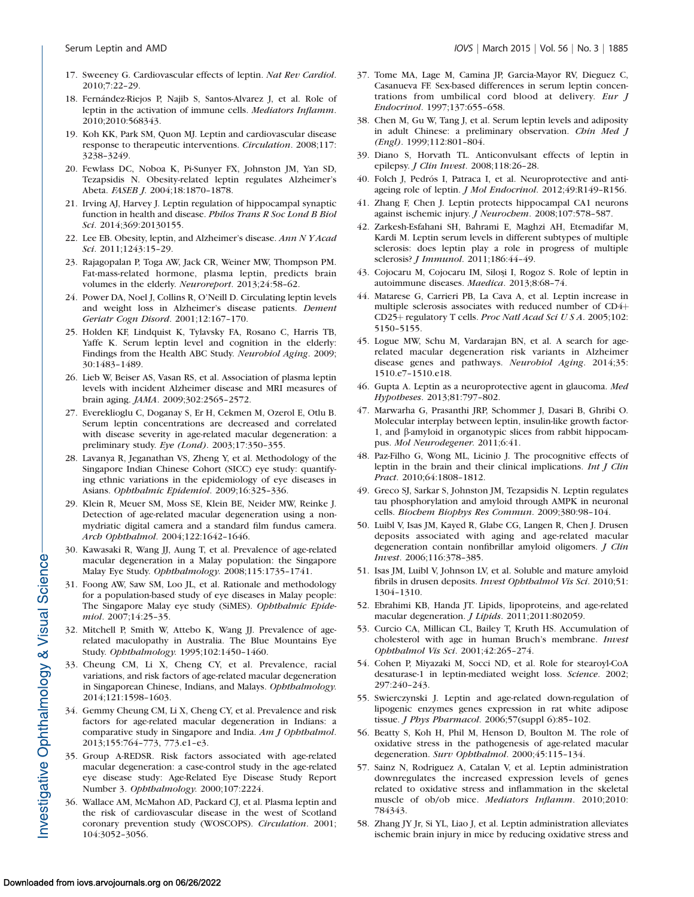17. Sweeney G. Cardiovascular effects of leptin. *Nat Rev Cardiol*. 2010;7:22–29.
18. Fernández-Riejos P, Najib S, Santos-Alvarez J, et al. Role of leptin in the activation of immune cells. *Mediators Inflamm*. 2010;2010:568343.
19. Koh KK, Park SM, Quon MJ. Leptin and cardiovascular disease response to therapeutic interventions. *Circulation*. 2008;117: 3238–3249.
20. Fewlass DC, Noboa K, Pi-Sunyer FX, Johnston JM, Yan SD, Tezapsidis N. Obesity-related leptin regulates Alzheimer's Abeta. *FASEB J*. 2004;18:1870–1878.
21. Irving AJ, Harvey J. Leptin regulation of hippocampal synaptic function in health and disease. *Philos Trans R Soc Lond B Biol Sci*. 2014;369:20130155.
22. Lee EB. Obesity, leptin, and Alzheimer's disease. *Ann N Y Acad Sci*. 2011;1243:15–29.
23. Rajagopalan P, Toga AW, Jack CR, Weiner MW, Thompson PM. Fat-mass-related hormone, plasma leptin, predicts brain volumes in the elderly. *Neuroreport*. 2013;24:58–62.
24. Power DA, Noel J, Collins R, O'Neill D. Circulating leptin levels and weight loss in Alzheimer's disease patients. *Dement Geriatr Cogn Disord*. 2001;12:167–170.
25. Holden KF, Lindquist K, Tylavsky FA, Rosano C, Harris TB, Yaffe K. Serum leptin level and cognition in the elderly: Findings from the Health ABC Study. *Neurobiol Aging*. 2009; 30:1483–1489.
26. Lieb W, Beiser AS, Vasan RS, et al. Association of plasma leptin levels with incident Alzheimer disease and MRI measures of brain aging. *JAMA*. 2009;302:2565–2572.
27. Evereklioglu C, Doganay S, Er H, Cekmen M, Ozerol E, Otlu B. Serum leptin concentrations are decreased and correlated with disease severity in age-related macular degeneration: a preliminary study. *Eye (Lond)*. 2003;17:350–355.
28. Lavanya R, Jeganathan VS, Zheng Y, et al. Methodology of the Singapore Indian Chinese Cohort (SICC) eye study: quantifying ethnic variations in the epidemiology of eye diseases in Asians. *Ophthalmic Epidemiol*. 2009;16:325–336.
29. Klein R, Meuer SM, Moss SE, Klein BE, Neider MW, Reinke J. Detection of age-related macular degeneration using a non-mydriatic digital camera and a standard film fundus camera. *Arch Ophthalmol*. 2004;122:1642–1646.
30. Kawasaki R, Wang JJ, Aung T, et al. Prevalence of age-related macular degeneration in a Malay population: the Singapore Malay Eye Study. *Ophthalmology*. 2008;115:1735–1741.
31. Foong AW, Saw SM, Loo JL, et al. Rationale and methodology for a population-based study of eye diseases in Malay people: The Singapore Malay eye study (SiMES). *Ophthalmic Epidemiol*. 2007;14:25–35.
32. Mitchell P, Smith W, Attebo K, Wang JJ. Prevalence of age-related maculopathy in Australia. The Blue Mountains Eye Study. *Ophthalmology*. 1995;102:1450–1460.
33. Cheung CM, Li X, Cheng CY, et al. Prevalence, racial variations, and risk factors of age-related macular degeneration in Singaporean Chinese, Indians, and Malays. *Ophthalmology*. 2014;121:1598–1603.
34. Gemmy Cheung CM, Li X, Cheng CY, et al. Prevalence and risk factors for age-related macular degeneration in Indians: a comparative study in Singapore and India. *Am J Ophthalmol*. 2013;155:764–773, 773.e1–e3.
35. Group A-REDSR. Risk factors associated with age-related macular degeneration: a case-control study in the age-related eye disease study: Age-Related Eye Disease Study Report Number 3. *Ophthalmology*. 2000;107:2224.
36. Wallace AM, McMahon AD, Packard CJ, et al. Plasma leptin and the risk of cardiovascular disease in the west of Scotland coronary prevention study (WOSCOPS). *Circulation*. 2001; 104:3052–3056.
37. Tome MA, Lage M, Camina JP, Garcia-Mayor RV, Dieguez C, Casanueva FF. Sex-based differences in serum leptin concentrations from umbilical cord blood at delivery. *Eur J Endocrinol*. 1997;137:655–658.
38. Chen M, Gu W, Tang J, et al. Serum leptin levels and adiposity in adult Chinese: a preliminary observation. *Chin Med J (Engl)*. 1999;112:801–804.
39. Diano S, Horvath TL. Anticonvulsant effects of leptin in epilepsy. *J Clin Invest*. 2008;118:26–28.
40. Folch J, Pedrós I, Patraca I, et al. Neuroprotective and anti-ageing role of leptin. *J Mol Endocrinol*. 2012;49:R149–R156.
41. Zhang F, Chen J. Leptin protects hippocampal CA1 neurons against ischemic injury. *J Neurochem*. 2008;107:578–587.
42. Zarkesh-Esfahani SH, Bahrami E, Maghzi AH, Etemadifar M, Kardi M. Leptin serum levels in different subtypes of multiple sclerosis: does leptin play a role in progress of multiple sclerosis? *J Immunol*. 2011;186:44–49.
43. Cojocaru M, Cojocaru IM, Siloşi I, Rogoz S. Role of leptin in autoimmune diseases. *Maedica*. 2013;8:68–74.
44. Matarese G, Carrieri PB, La Cava A, et al. Leptin increase in multiple sclerosis associates with reduced number of CD4+ CD25+ regulatory T cells. *Proc Natl Acad Sci U S A*. 2005;102: 5150–5155.
45. Logue MW, Schu M, Vardarajan BN, et al. A search for age-related macular degeneration risk variants in Alzheimer disease genes and pathways. *Neurobiol Aging*. 2014;35: 1510.e7–1510.e18.
46. Gupta A. Leptin as a neuroprotective agent in glaucoma. *Med Hypotheses*. 2013;81:797–802.
47. Marwarha G, Prasanthi JRP, Schommer J, Dasari B, Ghribi O. Molecular interplay between leptin, insulin-like growth factor-1, and β-amyloid in organotypic slices from rabbit hippocampus. *Mol Neurodegener*. 2011;6:41.
48. Paz-Filho G, Wong ML, Licinio J. The procognitive effects of leptin in the brain and their clinical implications. *Int J Clin Pract*. 2010;64:1808–1812.
49. Greco SJ, Sarkar S, Johnston JM, Tezapsidis N. Leptin regulates tau phosphorylation and amyloid through AMPK in neuronal cells. *Biochem Biophys Res Commun*. 2009;380:98–104.
50. Luibl V, Isas JM, Kayed R, Glabe CG, Langen R, Chen J. Drusen deposits associated with aging and age-related macular degeneration contain nonfibrillar amyloid oligomers. *J Clin Invest*. 2006;116:378–385.
51. Isas JM, Luibl V, Johnson LV, et al. Soluble and mature amyloid fibrils in drusen deposits. *Invest Ophthalmol Vis Sci*. 2010;51: 1304–1310.
52. Ebrahimi KB, Handa JT. Lipids, lipoproteins, and age-related macular degeneration. *J Lipids*. 2011;2011:802059.
53. Curcio CA, Millican CL, Bailey T, Kruth HS. Accumulation of cholesterol with age in human Bruch's membrane. *Invest Ophthalmol Vis Sci*. 2001;42:265–274.
54. Cohen P, Miyazaki M, Socci ND, et al. Role for stearoyl-CoA desaturase-1 in leptin-mediated weight loss. *Science*. 2002; 297:240–243.
55. Swierczynski J. Leptin and age-related down-regulation of lipogenic enzymes genes expression in rat white adipose tissue. *J Phys Pharmacol*. 2006;57(suppl 6):85–102.
56. Beatty S, Koh H, Phil M, Henson D, Boulton M. The role of oxidative stress in the pathogenesis of age-related macular degeneration. *Surv Ophthalmol*. 2000;45:115–134.
57. Sainz N, Rodriguez A, Catalan V, et al. Leptin administration downregulates the increased expression levels of genes related to oxidative stress and inflammation in the skeletal muscle of ob/ob mice. *Mediators Inflamm*. 2010;2010: 784343.
58. Zhang JY Jr, Si YL, Liao J, et al. Leptin administration alleviates ischemic brain injury in mice by reducing oxidative stress and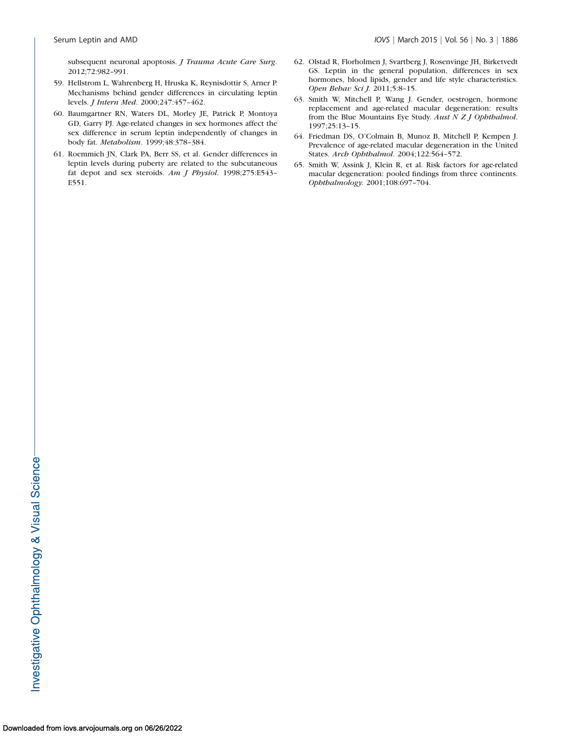subsequent neuronal apoptosis. *J Trauma Acute Care Surg*. 2012;72:982–991.

59. Hellstrom L, Wahrenberg H, Hruska K, Reynisdottir S, Arner P. Mechanisms behind gender differences in circulating leptin levels. *J Intern Med*. 2000;247:457–462.
60. Baumgartner RN, Waters DL, Morley JE, Patrick P, Montoya GD, Garry PJ. Age-related changes in sex hormones affect the sex difference in serum leptin independently of changes in body fat. *Metabolism*. 1999;48:378–384.
61. Roemmich JN, Clark PA, Berr SS, et al. Gender differences in leptin levels during puberty are related to the subcutaneous fat depot and sex steroids. *Am J Physiol*. 1998;275:E543–E551.
62. Olstad R, Florholmen J, Svartberg J, Rosenvinge JH, Birketvedt GS. Leptin in the general population, differences in sex hormones, blood lipids, gender and life style characteristics. *Open Behav Sci J*. 2011;5:8–15.
63. Smith W, Mitchell P, Wang J. Gender, oestrogen, hormone replacement and age-related macular degeneration: results from the Blue Mountains Eye Study. *Aust N Z J Ophthalmol*. 1997;25:13–15.
64. Friedman DS, O'Colmain B, Munoz B, Mitchell P, Kempen J. Prevalence of age-related macular degeneration in the United States. *Arch Ophthalmol*. 2004;122:564–572.
65. Smith W, Assink J, Klein R, et al. Risk factors for age-related macular degeneration: pooled findings from three continents. *Ophthalmology*. 2001;108:697–704.